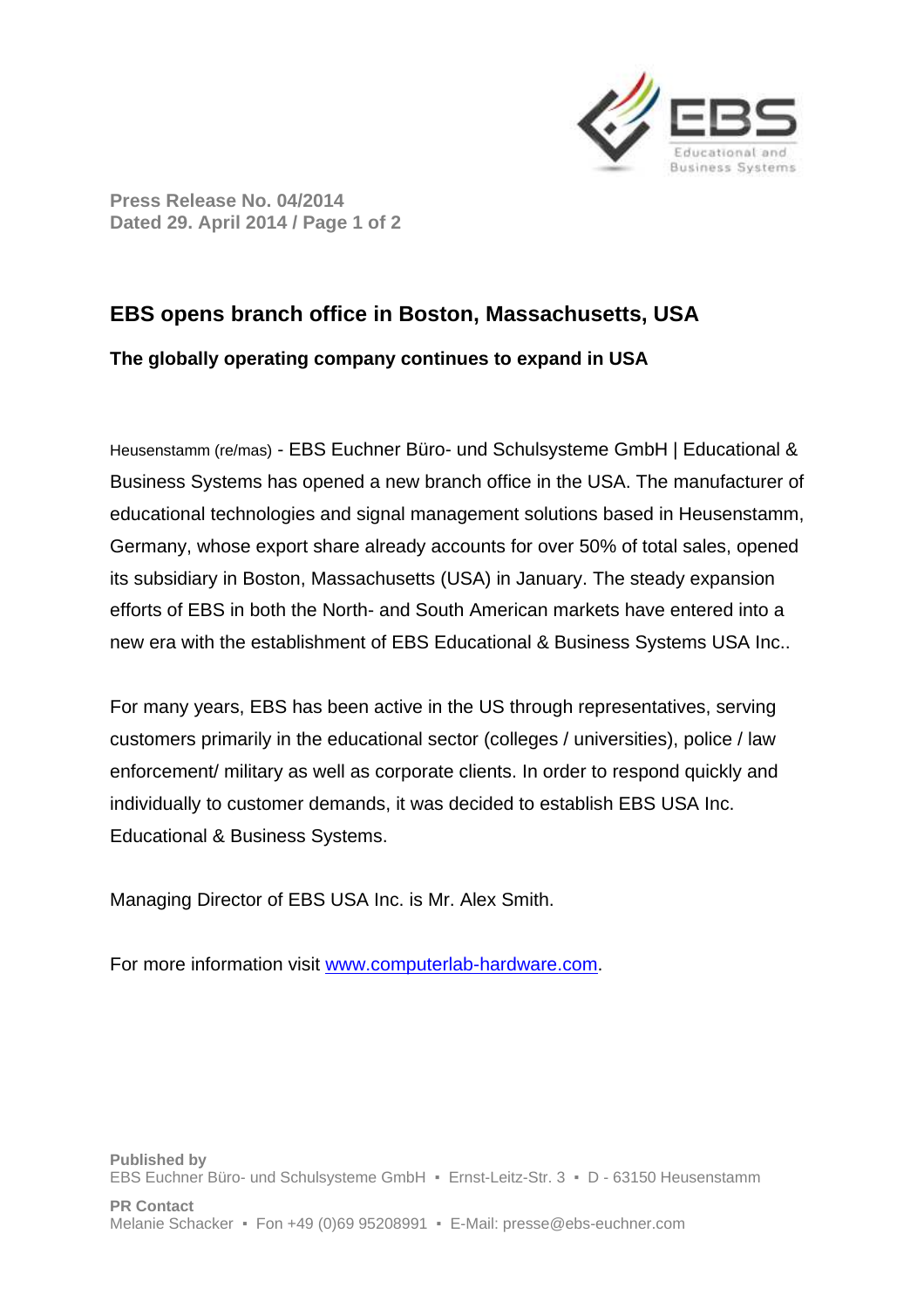**Press Release No. 04/2014**
**Dated 29. April 2014 / Page 1 of 2**

# EBS opens branch office in Boston, Massachusetts, USA

**The globally operating company continues to expand in USA**

Heusenstamm (re/mas) - EBS Euchner Büro- und Schulsysteme GmbH | Educational & Business Systems has opened a new branch office in the USA. The manufacturer of educational technologies and signal management solutions based in Heusenstamm, Germany, whose export share already accounts for over 50% of total sales, opened its subsidiary in Boston, Massachusetts (USA) in January. The steady expansion efforts of EBS in both the North- and South American markets have entered into a new era with the establishment of EBS Educational & Business Systems USA Inc..

For many years, EBS has been active in the US through representatives, serving customers primarily in the educational sector (colleges / universities), police / law enforcement/ military as well as corporate clients. In order to respond quickly and individually to customer demands, it was decided to establish EBS USA Inc. Educational & Business Systems.

Managing Director of EBS USA Inc. is Mr. Alex Smith.

For more information visit [www.computerlab-hardware.com](http://www.computerlab-hardware.com).

**Published by**
EBS Euchner Büro- und Schulsysteme GmbH ▪ Ernst-Leitz-Str. 3 ▪ D - 63150 Heusenstamm

**PR Contact**
Melanie Schacker ▪ Fon +49 (0)69 95208991 ▪ E-Mail: presse@ebs-euchner.com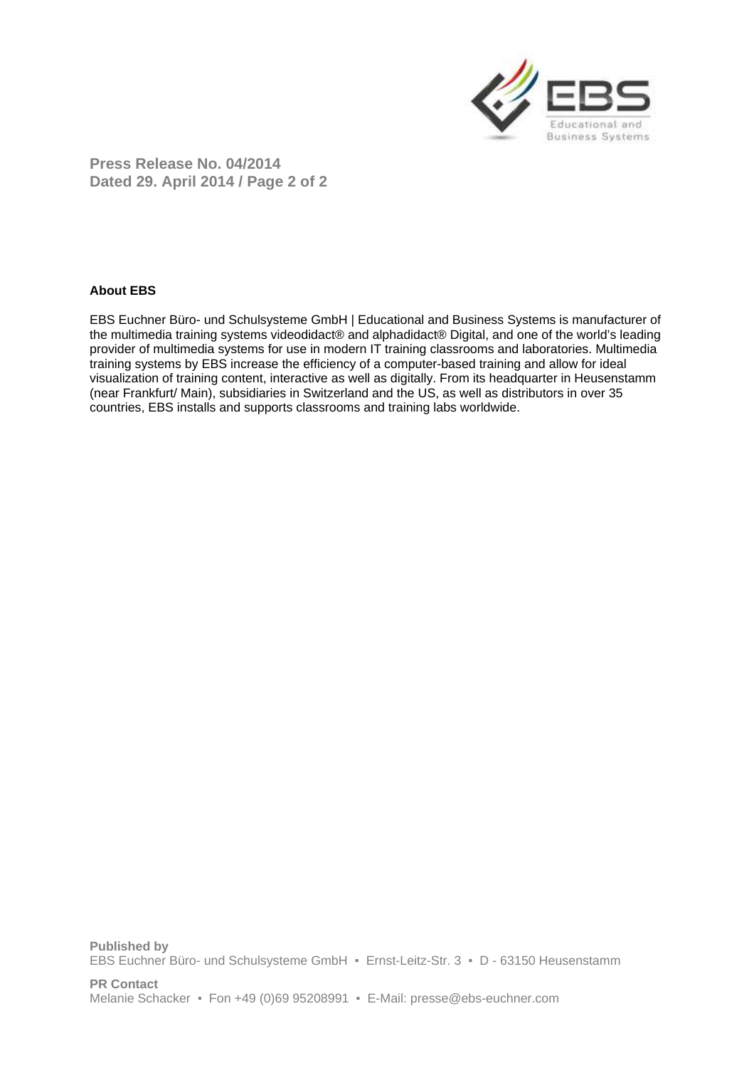## About EBS

EBS Euchner Büro- und Schulsysteme GmbH | Educational and Business Systems is manufacturer of the multimedia training systems videodidact® and alphadidact® Digital, and one of the world's leading provider of multimedia systems for use in modern IT training classrooms and laboratories. Multimedia training systems by EBS increase the efficiency of a computer-based training and allow for ideal visualization of training content, interactive as well as digitally. From its headquarter in Heusenstamm (near Frankfurt/ Main), subsidiaries in Switzerland and the US, as well as distributors in over 35 countries, EBS installs and supports classrooms and training labs worldwide.

**Published by**
EBS Euchner Büro- und Schulsysteme GmbH ▪ Ernst-Leitz-Str. 3 ▪ D - 63150 Heusenstamm

**PR Contact**
Melanie Schacker ▪ Fon +49 (0)69 95208991 ▪ E-Mail: presse@ebs-euchner.com